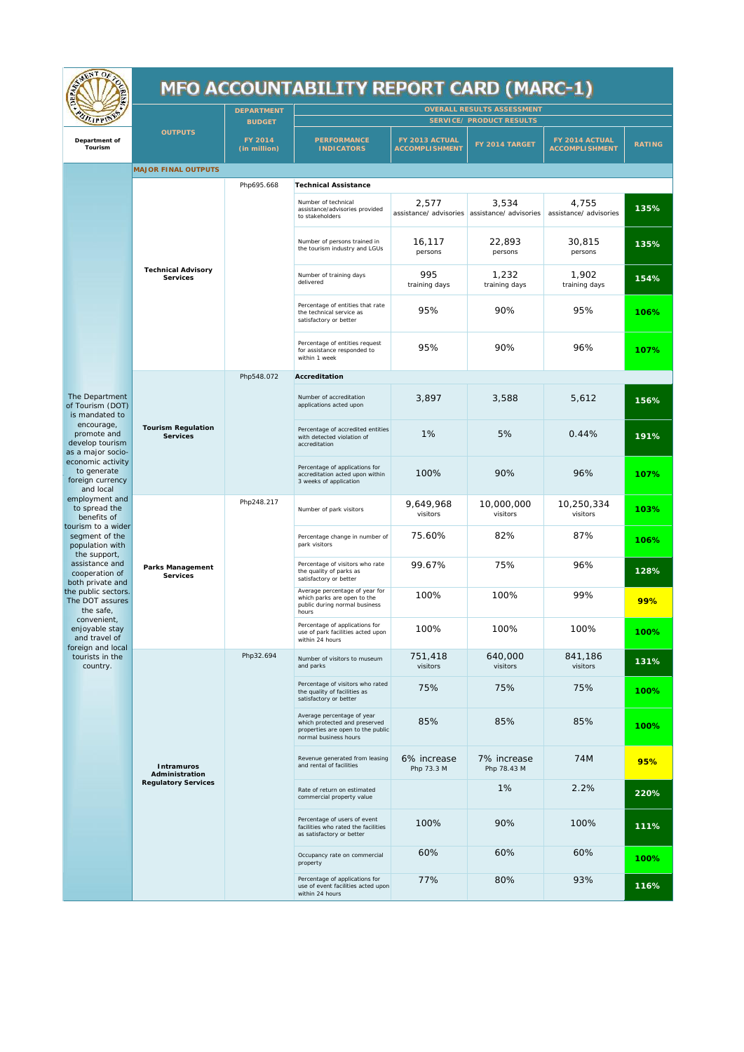# MFO ACCOUNTABILITY REPORT CARD (MARC-1)

Department of Tourism

| | OUTPUTS | DEPARTMENT BUDGET FY 2014 (in million) | OVERALL RESULTS ASSESSMENT SERVICE/ PRODUCT RESULTS PERFORMANCE INDICATORS | FY 2013 ACTUAL ACCOMPLISHMENT | FY 2014 TARGET | FY 2014 ACTUAL ACCOMPLISHMENT | RATING |
|---|---|---|---|---|---|---|---|
| | MAJOR FINAL OUTPUTS | | | | | | |
| The Department of Tourism (DOT) is mandated to encourage, promote and develop tourism as a major socio-economic activity to generate foreign currency and local employment and to spread the benefits of tourism to a wider segment of the population with the support, assistance and cooperation of both private and the public sectors. The DOT assures the safe, convenient, enjoyable stay and travel of foreign and local tourists in the country. | Technical Advisory Services | Php695.668 | **Technical Assistance** | | | | |
| | | | Number of technical assistance/advisories provided to stakeholders | 2,577 assistance/ advisories | 3,534 assistance/ advisories | 4,755 assistance/ advisories | 135% |
| | | | Number of persons trained in the tourism industry and LGUs | 16,117 persons | 22,893 persons | 30,815 persons | 135% |
| | | | Number of training days delivered | 995 training days | 1,232 training days | 1,902 training days | 154% |
| | | | Percentage of entities that rate the technical service as satisfactory or better | 95% | 90% | 95% | 106% |
| | | | Percentage of entities request for assistance responded to within 1 week | 95% | 90% | 96% | 107% |
| | Tourism Regulation Services | Php548.072 | **Accreditation** | | | | |
| | | | Number of accreditation applications acted upon | 3,897 | 3,588 | 5,612 | 156% |
| | | | Percentage of accredited entities with detected violation of accreditation | 1% | 5% | 0.44% | 191% |
| | | | Percentage of applications for accreditation acted upon within 3 weeks of application | 100% | 90% | 96% | 107% |
| | Parks Management Services | Php248.217 | Number of park visitors | 9,649,968 visitors | 10,000,000 visitors | 10,250,334 visitors | 103% |
| | | | Percentage change in number of park visitors | 75.60% | 82% | 87% | 106% |
| | | | Percentage of visitors who rate the quality of parks as satisfactory or better | 99.67% | 75% | 96% | 128% |
| | | | Average percentage of year for which parks are open to the public during normal business hours | 100% | 100% | 99% | 99% |
| | | | Percentage of applications for use of park facilities acted upon within 24 hours | 100% | 100% | 100% | 100% |
| | Intramuros Administration Regulatory Services | Php32.694 | Number of visitors to museum and parks | 751,418 visitors | 640,000 visitors | 841,186 visitors | 131% |
| | | | Percentage of visitors who rated the quality of facilities as satisfactory or better | 75% | 75% | 75% | 100% |
| | | | Average percentage of year which protected and preserved properties are open to the public normal business hours | 85% | 85% | 85% | 100% |
| | | | Revenue generated from leasing and rental of facilities | 6% increase Php 73.3 M | 7% increase Php 78.43 M | 74M | 95% |
| | | | Rate of return on estimated commercial property value | | 1% | 2.2% | 220% |
| | | | Percentage of users of event facilities who rated the facilities as satisfactory or better | 100% | 90% | 100% | 111% |
| | | | Occupancy rate on commercial property | 60% | 60% | 60% | 100% |
| | | | Percentage of applications for use of event facilities acted upon within 24 hours | 77% | 80% | 93% | 116% |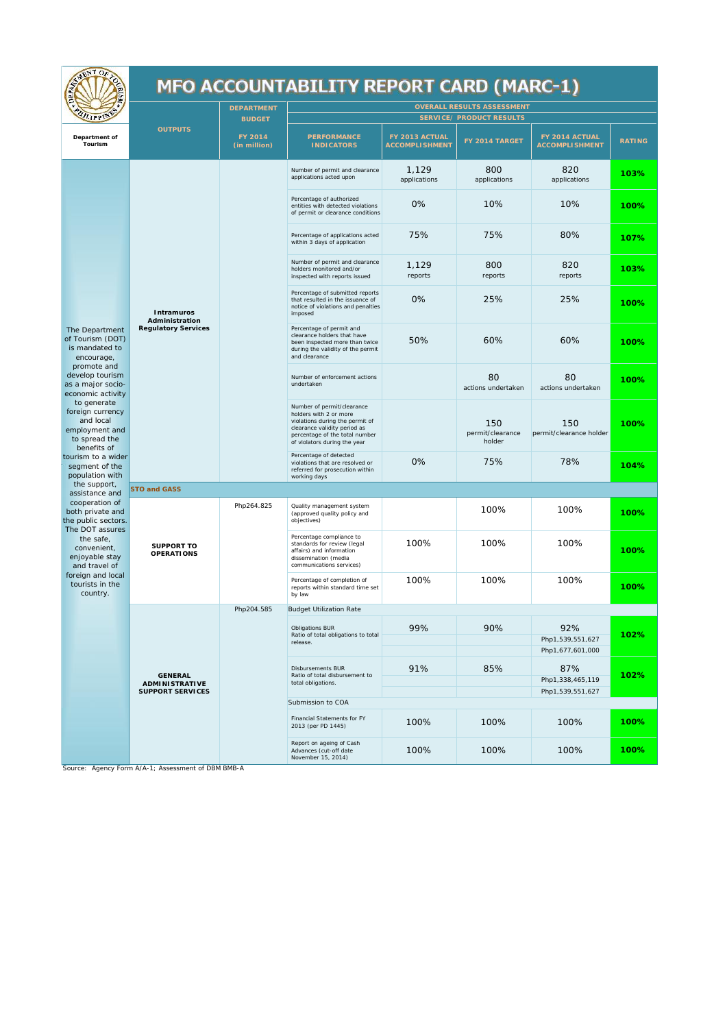# MFO ACCOUNTABILITY REPORT CARD (MARC-1)

| Department of Tourism | OUTPUTS | DEPARTMENT BUDGET FY 2014 (in million) | OVERALL RESULTS ASSESSMENT SERVICE/ PRODUCT RESULTS PERFORMANCE INDICATORS | FY 2013 ACTUAL ACCOMPLISHMENT | FY 2014 TARGET | FY 2014 ACTUAL ACCOMPLISHMENT | RATING |
|---|---|---|---|---|---|---|---|
| The Department of Tourism (DOT) is mandated to encourage, promote and develop tourism as a major socio-economic activity to generate foreign currency and local employment and to spread the benefits of tourism to a wider segment of the population with the support, assistance and cooperation of both private and the public sectors. The DOT assures the safe, convenient, enjoyable stay and travel of foreign and local tourists in the country. | Intramuros Administration Regulatory Services | | Number of permit and clearance applications acted upon | 1,129 applications | 800 applications | 820 applications | 103% |
| | | | Percentage of authorized entities with detected violations of permit or clearance conditions | 0% | 10% | 10% | 100% |
| | | | Percentage of applications acted within 3 days of application | 75% | 75% | 80% | 107% |
| | | | Number of permit and clearance holders monitored and/or inspected with reports issued | 1,129 reports | 800 reports | 820 reports | 103% |
| | | | Percentage of submitted reports that resulted in the issuance of notice of violations and penalties imposed | 0% | 25% | 25% | 100% |
| | | | Percentage of permit and clearance holders that have been inspected more than twice during the validity of the permit and clearance | 50% | 60% | 60% | 100% |
| | | | Number of enforcement actions undertaken | | 80 actions undertaken | 80 actions undertaken | 100% |
| | | | Number of permit/clearance holders with 2 or more violations during the permit of clearance validity period as percentage of the total number of violators during the year | | 150 permit/clearance holder | 150 permit/clearance holder | 100% |
| | | | Percentage of detected violations that are resolved or referred for prosecution within working days | 0% | 75% | 78% | 104% |
| | STO and GASS | | | | | | |
| | SUPPORT TO OPERATIONS | Php264.825 | Quality management system (approved quality policy and objectives) | | 100% | 100% | 100% |
| | | | Percentage compliance to standards for review (legal affairs) and information dissemination (media communications services) | 100% | 100% | 100% | 100% |
| | | | Percentage of completion of reports within standard time set by law | 100% | 100% | 100% | 100% |
| | GENERAL ADMINISTRATIVE SUPPORT SERVICES | Php204.585 | Budget Utilization Rate | | | | |
| | | | Obligations BUR Ratio of total obligations to total release. | 99% | 90% | 92% Php1,539,551,627 Php1,677,601,000 | 102% |
| | | | Disbursements BUR Ratio of total disbursement to total obligations. | 91% | 85% | 87% Php1,338,465,119 Php1,539,551,627 | 102% |
| | | | Submission to COA | | | | |
| | | | Financial Statements for FY 2013 (per PD 1445) | 100% | 100% | 100% | 100% |
| | | | Report on ageing of Cash Advances (cut-off date November 15, 2014) | 100% | 100% | 100% | 100% |

Source: Agency Form A/A-1; Assessment of DBM BMB-A